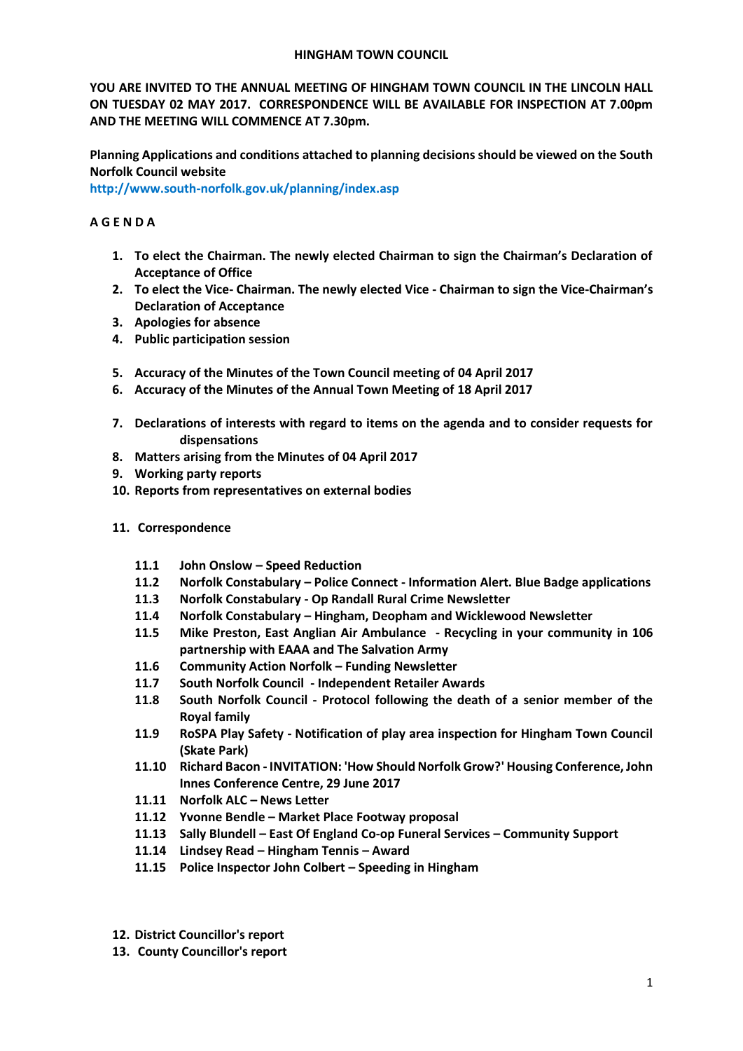# HINGHAM TOWN COUNCIL

**YOU ARE INVITED TO THE ANNUAL MEETING OF HINGHAM TOWN COUNCIL IN THE LINCOLN HALL ON TUESDAY 02 MAY 2017. CORRESPONDENCE WILL BE AVAILABLE FOR INSPECTION AT 7.00pm AND THE MEETING WILL COMMENCE AT 7.30pm.**

**Planning Applications and conditions attached to planning decisions should be viewed on the South Norfolk Council website**
**http://www.south-norfolk.gov.uk/planning/index.asp**

## A G E N D A

1. **To elect the Chairman. The newly elected Chairman to sign the Chairman's Declaration of Acceptance of Office**
2. **To elect the Vice- Chairman. The newly elected Vice - Chairman to sign the Vice-Chairman's Declaration of Acceptance**
3. **Apologies for absence**
4. **Public participation session**
5. **Accuracy of the Minutes of the Town Council meeting of 04 April 2017**
6. **Accuracy of the Minutes of the Annual Town Meeting of 18 April 2017**
7. **Declarations of interests with regard to items on the agenda and to consider requests for dispensations**
8. **Matters arising from the Minutes of 04 April 2017**
9. **Working party reports**
10. **Reports from representatives on external bodies**
11. **Correspondence**

    **11.1 John Onslow – Speed Reduction**
    **11.2 Norfolk Constabulary – Police Connect - Information Alert. Blue Badge applications**
    **11.3 Norfolk Constabulary - Op Randall Rural Crime Newsletter**
    **11.4 Norfolk Constabulary – Hingham, Deopham and Wicklewood Newsletter**
    **11.5 Mike Preston, East Anglian Air Ambulance - Recycling in your community in 106 partnership with EAAA and The Salvation Army**
    **11.6 Community Action Norfolk – Funding Newsletter**
    **11.7 South Norfolk Council - Independent Retailer Awards**
    **11.8 South Norfolk Council - Protocol following the death of a senior member of the Royal family**
    **11.9 RoSPA Play Safety - Notification of play area inspection for Hingham Town Council (Skate Park)**
    **11.10 Richard Bacon - INVITATION: 'How Should Norfolk Grow?' Housing Conference, John Innes Conference Centre, 29 June 2017**
    **11.11 Norfolk ALC – News Letter**
    **11.12 Yvonne Bendle – Market Place Footway proposal**
    **11.13 Sally Blundell – East Of England Co-op Funeral Services – Community Support**
    **11.14 Lindsey Read – Hingham Tennis – Award**
    **11.15 Police Inspector John Colbert – Speeding in Hingham**

12. **District Councillor's report**
13. **County Councillor's report**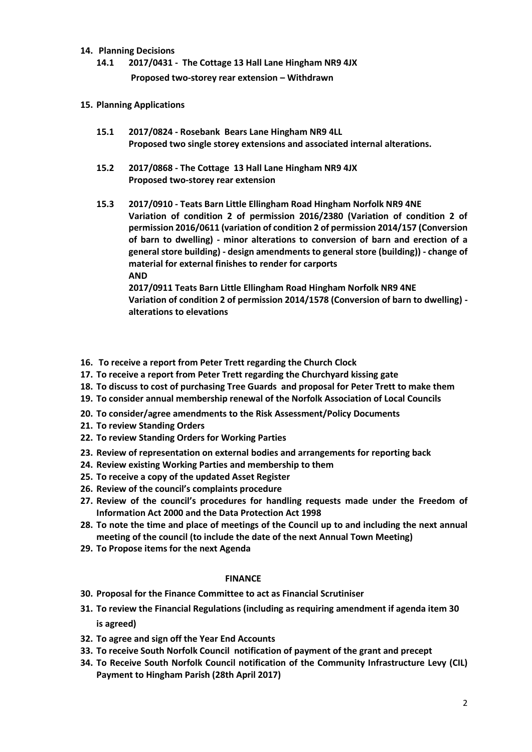**14. Planning Decisions**

**14.1 2017/0431 - The Cottage 13 Hall Lane Hingham NR9 4JX**
**Proposed two-storey rear extension – Withdrawn**

**15. Planning Applications**

**15.1 2017/0824 - Rosebank Bears Lane Hingham NR9 4LL**
**Proposed two single storey extensions and associated internal alterations.**

**15.2 2017/0868 - The Cottage 13 Hall Lane Hingham NR9 4JX**
**Proposed two-storey rear extension**

**15.3 2017/0910 - Teats Barn Little Ellingham Road Hingham Norfolk NR9 4NE**
**Variation of condition 2 of permission 2016/2380 (Variation of condition 2 of permission 2016/0611 (variation of condition 2 of permission 2014/157 (Conversion of barn to dwelling) - minor alterations to conversion of barn and erection of a general store building) - design amendments to general store (building)) - change of material for external finishes to render for carports**
**AND**
**2017/0911 Teats Barn Little Ellingham Road Hingham Norfolk NR9 4NE**
**Variation of condition 2 of permission 2014/1578 (Conversion of barn to dwelling) - alterations to elevations**

**16. To receive a report from Peter Trett regarding the Church Clock**
**17. To receive a report from Peter Trett regarding the Churchyard kissing gate**
**18. To discuss to cost of purchasing Tree Guards and proposal for Peter Trett to make them**
**19. To consider annual membership renewal of the Norfolk Association of Local Councils**
**20. To consider/agree amendments to the Risk Assessment/Policy Documents**
**21. To review Standing Orders**
**22. To review Standing Orders for Working Parties**
**23. Review of representation on external bodies and arrangements for reporting back**
**24. Review existing Working Parties and membership to them**
**25. To receive a copy of the updated Asset Register**
**26. Review of the council's complaints procedure**
**27. Review of the council's procedures for handling requests made under the Freedom of Information Act 2000 and the Data Protection Act 1998**
**28. To note the time and place of meetings of the Council up to and including the next annual meeting of the council (to include the date of the next Annual Town Meeting)**
**29. To Propose items for the next Agenda**

**FINANCE**

**30. Proposal for the Finance Committee to act as Financial Scrutiniser**
**31. To review the Financial Regulations (including as requiring amendment if agenda item 30 is agreed)**
**32. To agree and sign off the Year End Accounts**
**33. To receive South Norfolk Council notification of payment of the grant and precept**
**34. To Receive South Norfolk Council notification of the Community Infrastructure Levy (CIL) Payment to Hingham Parish (28th April 2017)**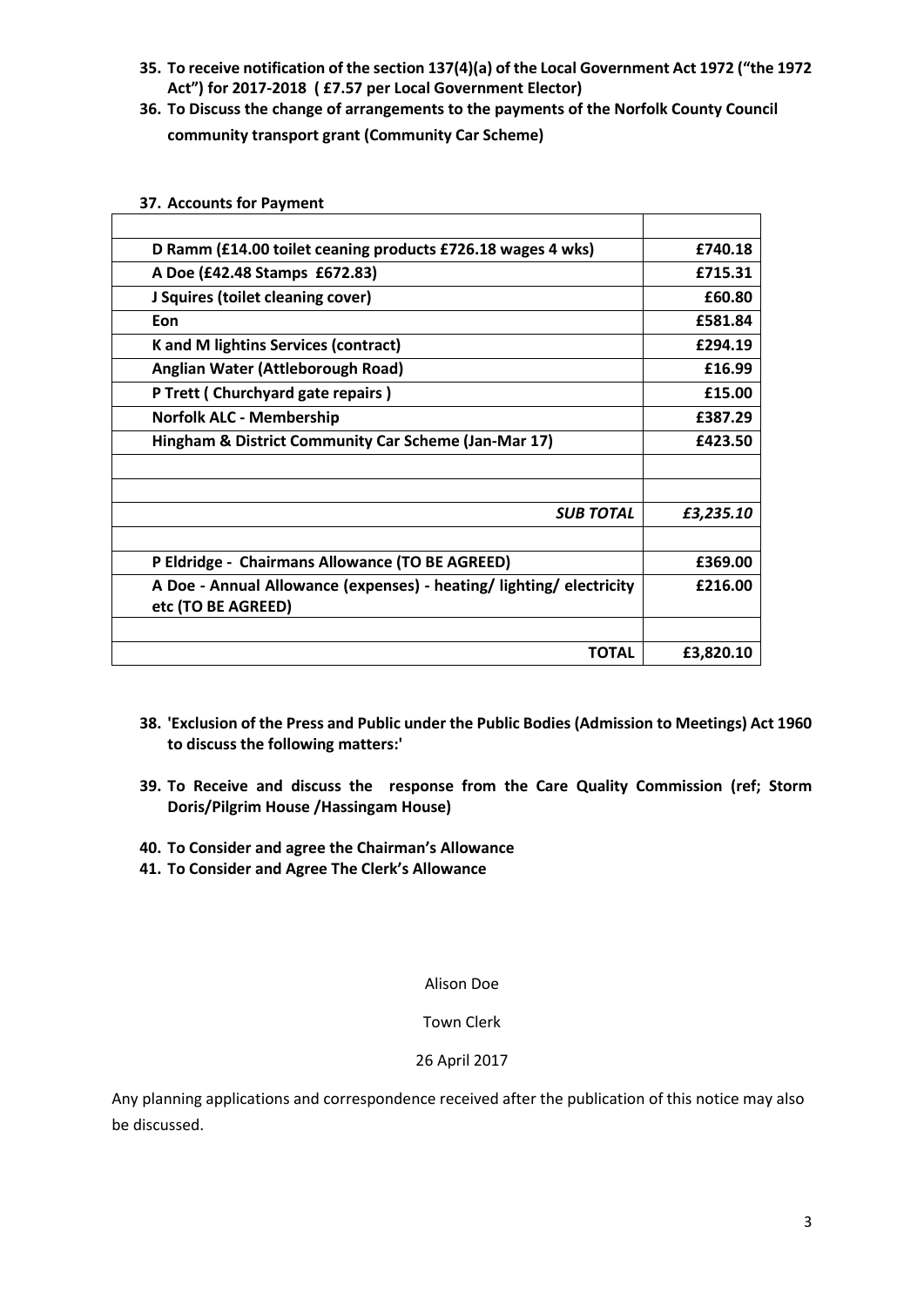**35. To receive notification of the section 137(4)(a) of the Local Government Act 1972 ("the 1972 Act") for 2017-2018 ( £7.57 per Local Government Elector)**

**36. To Discuss the change of arrangements to the payments of the Norfolk County Council community transport grant (Community Car Scheme)**

**37. Accounts for Payment**

| | |
|---|---|
| **D Ramm (£14.00 toilet ceaning products £726.18 wages 4 wks)** | **£740.18** |
| **A Doe (£42.48 Stamps £672.83)** | **£715.31** |
| **J Squires (toilet cleaning cover)** | **£60.80** |
| **Eon** | **£581.84** |
| **K and M lightins Services (contract)** | **£294.19** |
| **Anglian Water (Attleborough Road)** | **£16.99** |
| **P Trett ( Churchyard gate repairs )** | **£15.00** |
| **Norfolk ALC - Membership** | **£387.29** |
| **Hingham & District Community Car Scheme (Jan-Mar 17)** | **£423.50** |
| | |
| | |
| ***SUB TOTAL*** | ***£3,235.10*** |
| | |
| **P Eldridge - Chairmans Allowance (TO BE AGREED)** | **£369.00** |
| **A Doe - Annual Allowance (expenses) - heating/ lighting/ electricity etc (TO BE AGREED)** | **£216.00** |
| | |
| **TOTAL** | **£3,820.10** |

**38. 'Exclusion of the Press and Public under the Public Bodies (Admission to Meetings) Act 1960 to discuss the following matters:'**

**39. To Receive and discuss the response from the Care Quality Commission (ref; Storm Doris/Pilgrim House /Hassingam House)**

**40. To Consider and agree the Chairman's Allowance**

**41. To Consider and Agree The Clerk's Allowance**

Alison Doe

Town Clerk

26 April 2017

Any planning applications and correspondence received after the publication of this notice may also be discussed.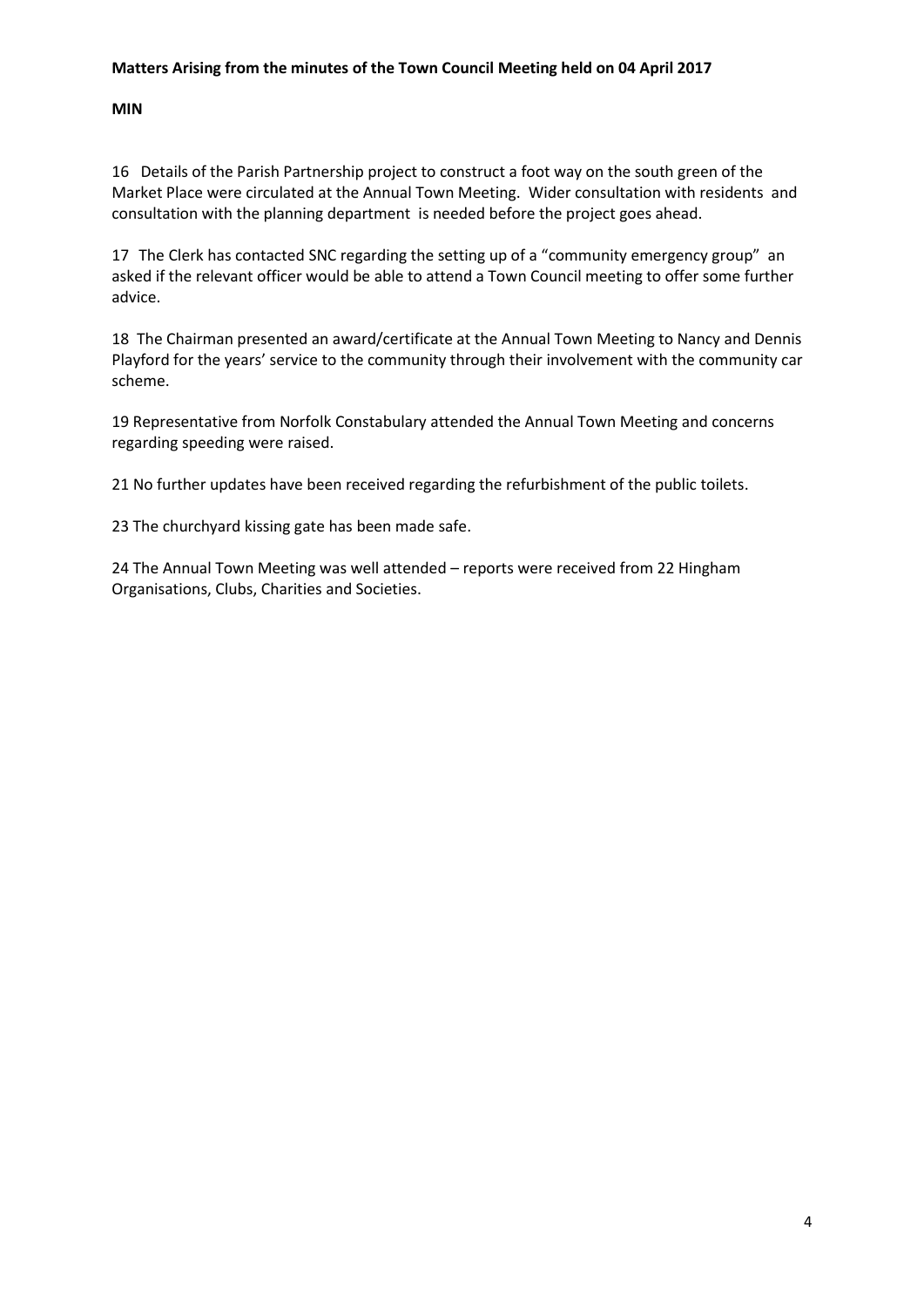**Matters Arising from the minutes of the Town Council Meeting held on 04 April 2017**

**MIN**

16 Details of the Parish Partnership project to construct a foot way on the south green of the Market Place were circulated at the Annual Town Meeting. Wider consultation with residents and consultation with the planning department is needed before the project goes ahead.

17 The Clerk has contacted SNC regarding the setting up of a "community emergency group" an asked if the relevant officer would be able to attend a Town Council meeting to offer some further advice.

18 The Chairman presented an award/certificate at the Annual Town Meeting to Nancy and Dennis Playford for the years' service to the community through their involvement with the community car scheme.

19 Representative from Norfolk Constabulary attended the Annual Town Meeting and concerns regarding speeding were raised.

21 No further updates have been received regarding the refurbishment of the public toilets.

23 The churchyard kissing gate has been made safe.

24 The Annual Town Meeting was well attended – reports were received from 22 Hingham Organisations, Clubs, Charities and Societies.